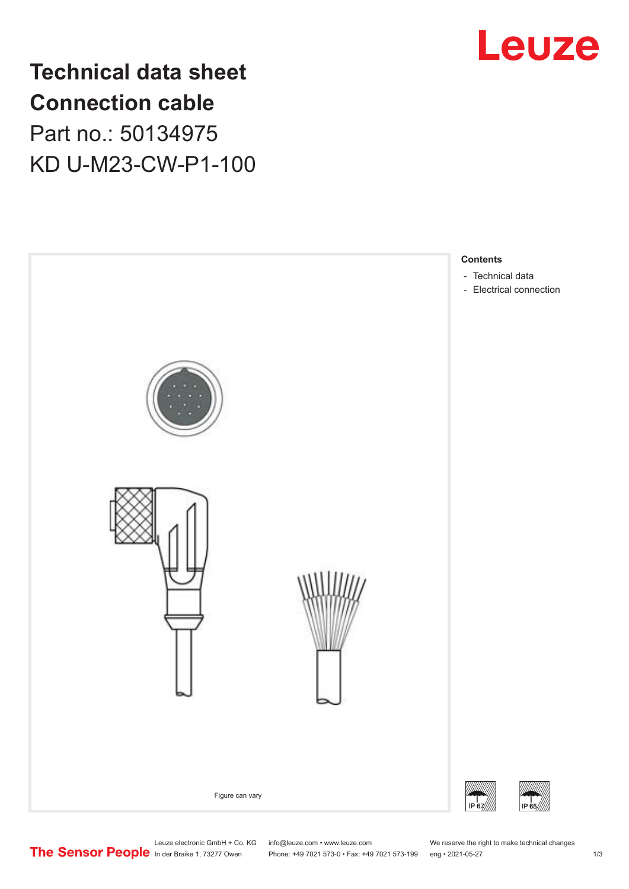# Technical data sheet
# Connection cable

Part no.: 50134975

KD U-M23-CW-P1-100

Figure can vary

**Contents**

- Technical data
- Electrical connection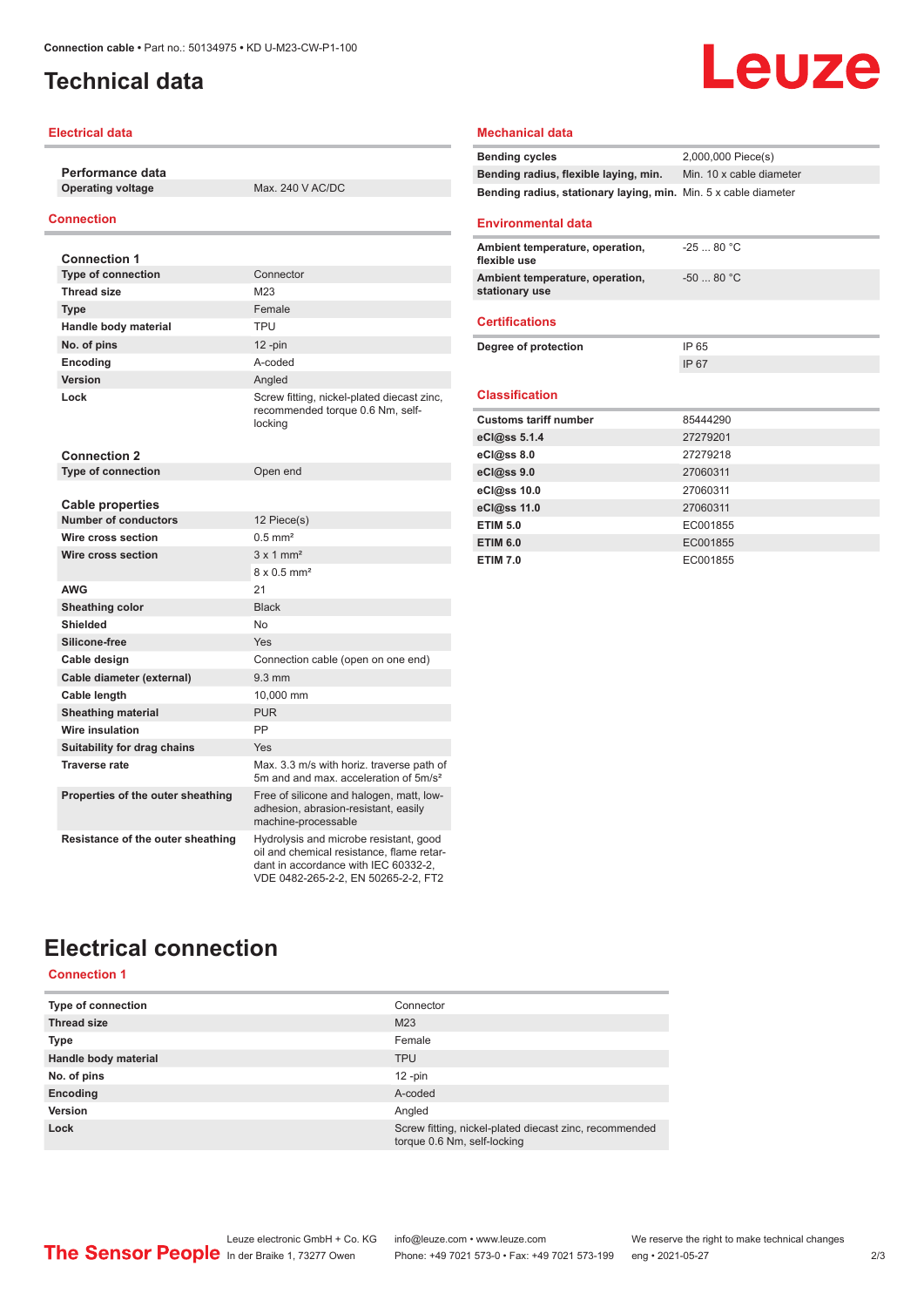# Technical data

## Electrical data

| Performance data | |
|---|---|
| Operating voltage | Max. 240 V AC/DC |

## Connection

| Connection 1 | |
|---|---|
| Type of connection | Connector |
| Thread size | M23 |
| Type | Female |
| Handle body material | TPU |
| No. of pins | 12 -pin |
| Encoding | A-coded |
| Version | Angled |
| Lock | Screw fitting, nickel-plated diecast zinc, recommended torque 0.6 Nm, self-locking |

| Connection 2 | |
|---|---|
| Type of connection | Open end |

| Cable properties | |
|---|---|
| Number of conductors | 12 Piece(s) |
| Wire cross section | 0.5 mm² |
| Wire cross section | 3 x 1 mm² |
| | 8 x 0.5 mm² |
| AWG | 21 |
| Sheathing color | Black |
| Shielded | No |
| Silicone-free | Yes |
| Cable design | Connection cable (open on one end) |
| Cable diameter (external) | 9.3 mm |
| Cable length | 10,000 mm |
| Sheathing material | PUR |
| Wire insulation | PP |
| Suitability for drag chains | Yes |
| Traverse rate | Max. 3.3 m/s with horiz. traverse path of 5m and and max. acceleration of 5m/s² |
| Properties of the outer sheathing | Free of silicone and halogen, matt, low-adhesion, abrasion-resistant, easily machine-processable |
| Resistance of the outer sheathing | Hydrolysis and microbe resistant, good oil and chemical resistance, flame retardant in accordance with IEC 60332-2, VDE 0482-265-2-2, EN 50265-2-2, FT2 |

## Mechanical data

| | |
|---|---|
| Bending cycles | 2,000,000 Piece(s) |
| Bending radius, flexible laying, min. | Min. 10 x cable diameter |
| Bending radius, stationary laying, min. | Min. 5 x cable diameter |

## Environmental data

| | |
|---|---|
| Ambient temperature, operation, flexible use | -25 ... 80 °C |
| Ambient temperature, operation, stationary use | -50 ... 80 °C |

## Certifications

| | |
|---|---|
| Degree of protection | IP 65 |
| | IP 67 |

## Classification

| | |
|---|---|
| Customs tariff number | 85444290 |
| eCl@ss 5.1.4 | 27279201 |
| eCl@ss 8.0 | 27279218 |
| eCl@ss 9.0 | 27060311 |
| eCl@ss 10.0 | 27060311 |
| eCl@ss 11.0 | 27060311 |
| ETIM 5.0 | EC001855 |
| ETIM 6.0 | EC001855 |
| ETIM 7.0 | EC001855 |

# Electrical connection

## Connection 1

| | |
|---|---|
| Type of connection | Connector |
| Thread size | M23 |
| Type | Female |
| Handle body material | TPU |
| No. of pins | 12 -pin |
| Encoding | A-coded |
| Version | Angled |
| Lock | Screw fitting, nickel-plated diecast zinc, recommended torque 0.6 Nm, self-locking |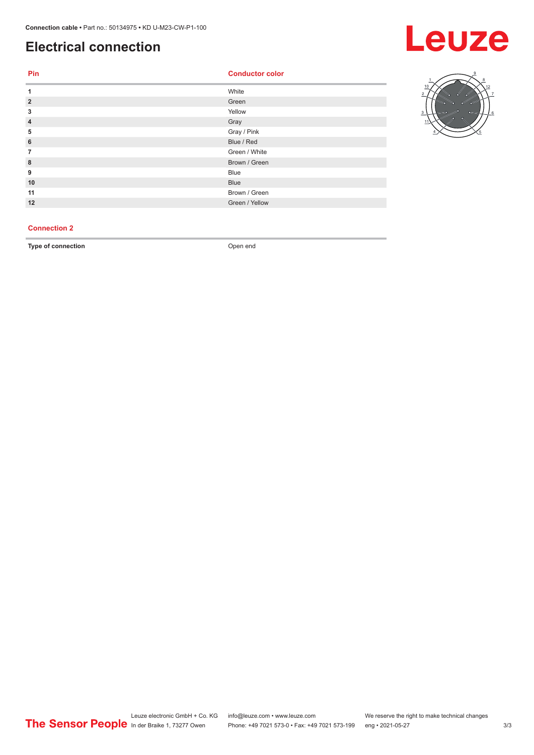# Electrical connection

| Pin | Conductor color |
|---|---|
| 1 | White |
| 2 | Green |
| 3 | Yellow |
| 4 | Gray |
| 5 | Gray / Pink |
| 6 | Blue / Red |
| 7 | Green / White |
| 8 | Brown / Green |
| 9 | Blue |
| 10 | Blue |
| 11 | Brown / Green |
| 12 | Green / Yellow |

1
2
3
4
5
6
7
8
9
10
11
12

## Connection 2

| | |
|---|---|
| **Type of connection** | Open end |

Leuze electronic GmbH + Co. KG
In der Braike 1, 73277 Owen

info@leuze.com • www.leuze.com
Phone: +49 7021 573-0 • Fax: +49 7021 573-199

We reserve the right to make technical changes
eng • 2021-05-27